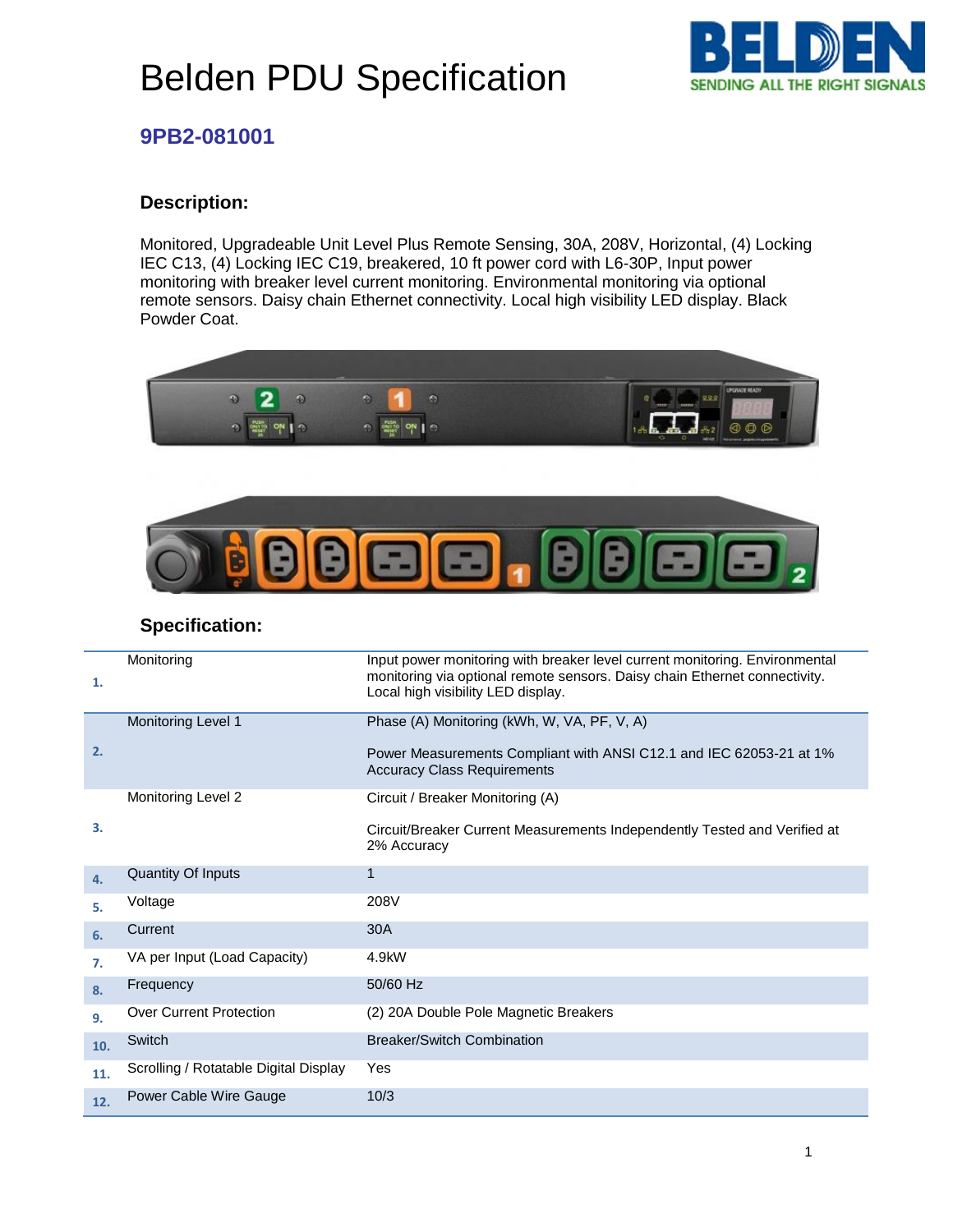# Belden PDU Specification

## 9PB2-081001

### Description:

Monitored, Upgradeable Unit Level Plus Remote Sensing, 30A, 208V, Horizontal, (4) Locking IEC C13, (4) Locking IEC C19, breakered, 10 ft power cord with L6-30P, Input power monitoring with breaker level current monitoring. Environmental monitoring via optional remote sensors. Daisy chain Ethernet connectivity. Local high visibility LED display. Black Powder Coat.

### Specification:

| | | |
|---|---|---|
| 1. | Monitoring | Input power monitoring with breaker level current monitoring. Environmental monitoring via optional remote sensors. Daisy chain Ethernet connectivity. Local high visibility LED display. |
| 2. | Monitoring Level 1 | Phase (A) Monitoring (kWh, W, VA, PF, V, A)<br><br>Power Measurements Compliant with ANSI C12.1 and IEC 62053-21 at 1% Accuracy Class Requirements |
| 3. | Monitoring Level 2 | Circuit / Breaker Monitoring (A)<br><br>Circuit/Breaker Current Measurements Independently Tested and Verified at 2% Accuracy |
| 4. | Quantity Of Inputs | 1 |
| 5. | Voltage | 208V |
| 6. | Current | 30A |
| 7. | VA per Input (Load Capacity) | 4.9kW |
| 8. | Frequency | 50/60 Hz |
| 9. | Over Current Protection | (2) 20A Double Pole Magnetic Breakers |
| 10. | Switch | Breaker/Switch Combination |
| 11. | Scrolling / Rotatable Digital Display | Yes |
| 12. | Power Cable Wire Gauge | 10/3 |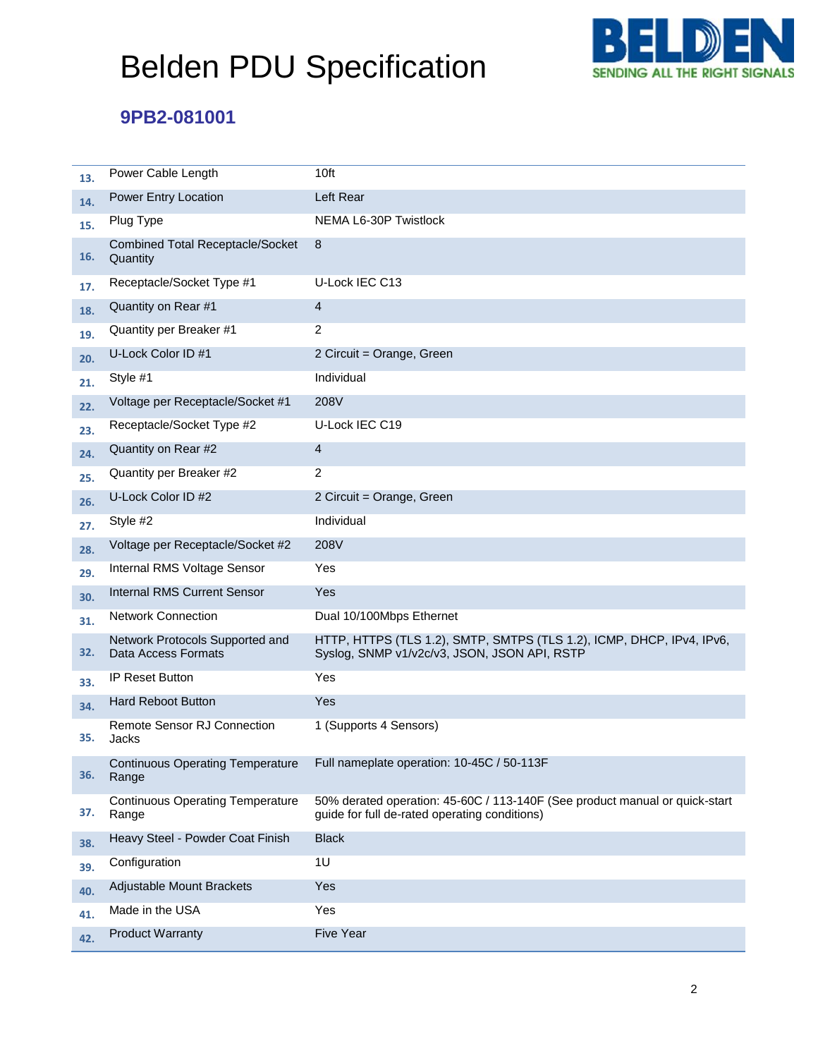# Belden PDU Specification

## 9PB2-081001

| | | |
|---|---|---|
| 13. | Power Cable Length | 10ft |
| 14. | Power Entry Location | Left Rear |
| 15. | Plug Type | NEMA L6-30P Twistlock |
| 16. | Combined Total Receptacle/Socket Quantity | 8 |
| 17. | Receptacle/Socket Type #1 | U-Lock IEC C13 |
| 18. | Quantity on Rear #1 | 4 |
| 19. | Quantity per Breaker #1 | 2 |
| 20. | U-Lock Color ID #1 | 2 Circuit = Orange, Green |
| 21. | Style #1 | Individual |
| 22. | Voltage per Receptacle/Socket #1 | 208V |
| 23. | Receptacle/Socket Type #2 | U-Lock IEC C19 |
| 24. | Quantity on Rear #2 | 4 |
| 25. | Quantity per Breaker #2 | 2 |
| 26. | U-Lock Color ID #2 | 2 Circuit = Orange, Green |
| 27. | Style #2 | Individual |
| 28. | Voltage per Receptacle/Socket #2 | 208V |
| 29. | Internal RMS Voltage Sensor | Yes |
| 30. | Internal RMS Current Sensor | Yes |
| 31. | Network Connection | Dual 10/100Mbps Ethernet |
| 32. | Network Protocols Supported and Data Access Formats | HTTP, HTTPS (TLS 1.2), SMTP, SMTPS (TLS 1.2), ICMP, DHCP, IPv4, IPv6, Syslog, SNMP v1/v2c/v3, JSON, JSON API, RSTP |
| 33. | IP Reset Button | Yes |
| 34. | Hard Reboot Button | Yes |
| 35. | Remote Sensor RJ Connection Jacks | 1 (Supports 4 Sensors) |
| 36. | Continuous Operating Temperature Range | Full nameplate operation: 10-45C / 50-113F |
| 37. | Continuous Operating Temperature Range | 50% derated operation: 45-60C / 113-140F (See product manual or quick-start guide for full de-rated operating conditions) |
| 38. | Heavy Steel - Powder Coat Finish | Black |
| 39. | Configuration | 1U |
| 40. | Adjustable Mount Brackets | Yes |
| 41. | Made in the USA | Yes |
| 42. | Product Warranty | Five Year |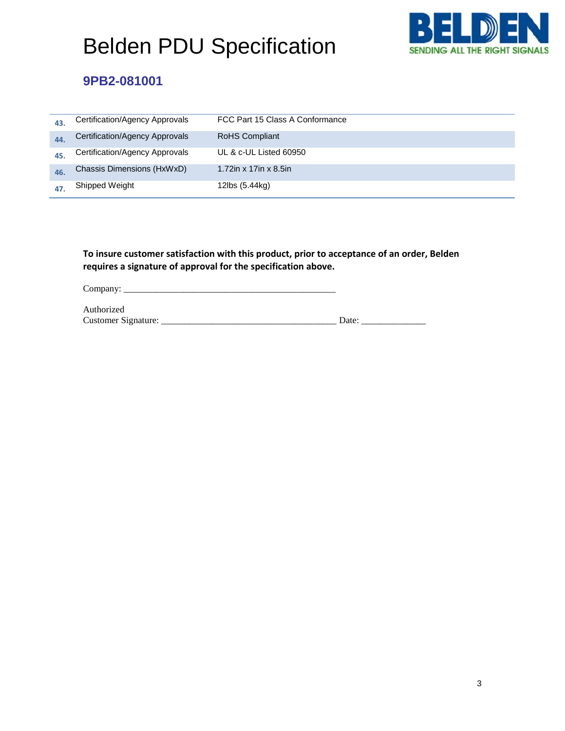# Belden PDU Specification

## 9PB2-081001

| | | |
|---|---|---|
| 43. | Certification/Agency Approvals | FCC Part 15 Class A Conformance |
| 44. | Certification/Agency Approvals | RoHS Compliant |
| 45. | Certification/Agency Approvals | UL & c-UL Listed 60950 |
| 46. | Chassis Dimensions (HxWxD) | 1.72in x 17in x 8.5in |
| 47. | Shipped Weight | 12lbs (5.44kg) |

**To insure customer satisfaction with this product, prior to acceptance of an order, Belden requires a signature of approval for the specification above.**

Company: _______________________________________________

Authorized
Customer Signature: _______________________________________ Date: ______________